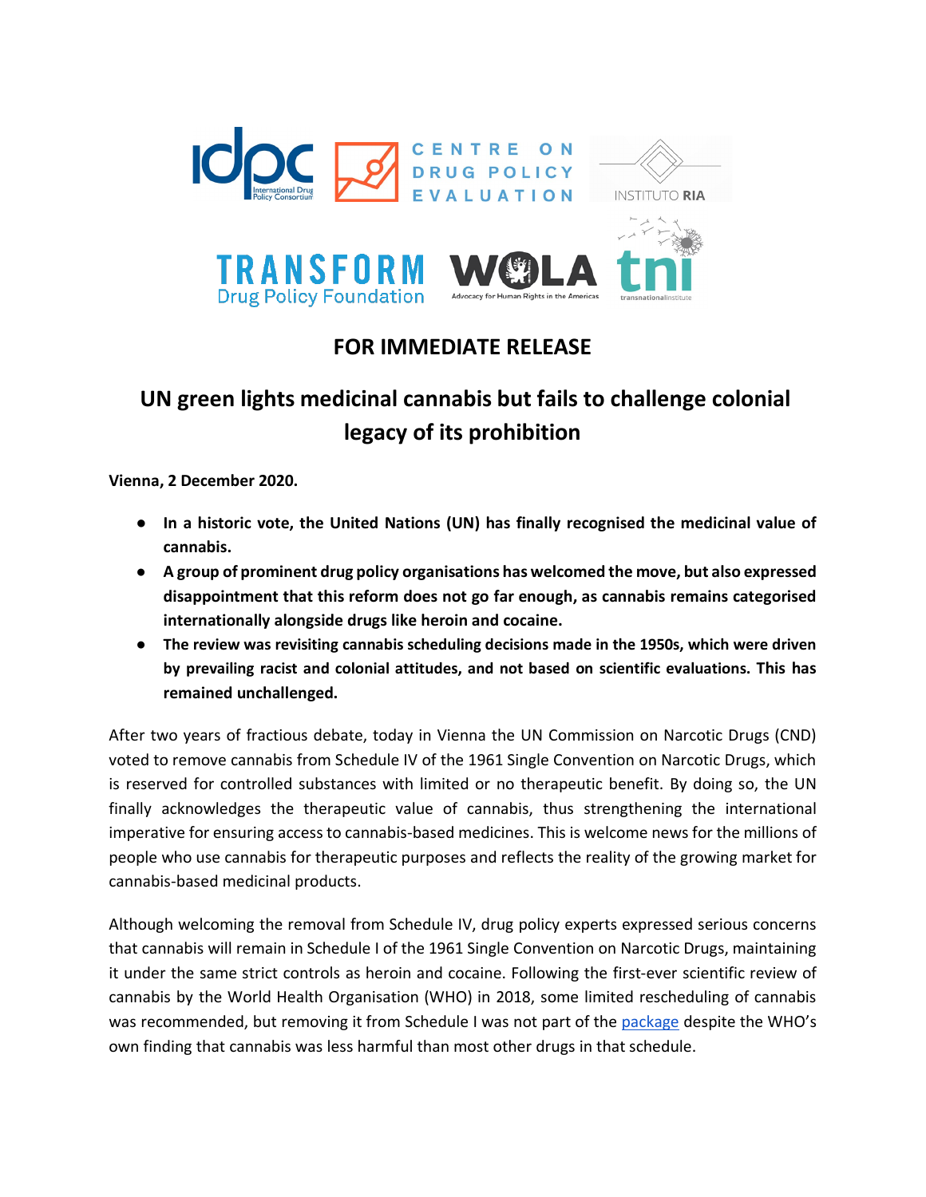**FOR IMMEDIATE RELEASE**

# UN green lights medicinal cannabis but fails to challenge colonial legacy of its prohibition

**Vienna, 2 December 2020.**

- **In a historic vote, the United Nations (UN) has finally recognised the medicinal value of cannabis.**
- **A group of prominent drug policy organisations has welcomed the move, but also expressed disappointment that this reform does not go far enough, as cannabis remains categorised internationally alongside drugs like heroin and cocaine.**
- **The review was revisiting cannabis scheduling decisions made in the 1950s, which were driven by prevailing racist and colonial attitudes, and not based on scientific evaluations. This has remained unchallenged.**

After two years of fractious debate, today in Vienna the UN Commission on Narcotic Drugs (CND) voted to remove cannabis from Schedule IV of the 1961 Single Convention on Narcotic Drugs, which is reserved for controlled substances with limited or no therapeutic benefit. By doing so, the UN finally acknowledges the therapeutic value of cannabis, thus strengthening the international imperative for ensuring access to cannabis-based medicines. This is welcome news for the millions of people who use cannabis for therapeutic purposes and reflects the reality of the growing market for cannabis-based medicinal products.

Although welcoming the removal from Schedule IV, drug policy experts expressed serious concerns that cannabis will remain in Schedule I of the 1961 Single Convention on Narcotic Drugs, maintaining it under the same strict controls as heroin and cocaine. Following the first-ever scientific review of cannabis by the World Health Organisation (WHO) in 2018, some limited rescheduling of cannabis was recommended, but removing it from Schedule I was not part of the package despite the WHO's own finding that cannabis was less harmful than most other drugs in that schedule.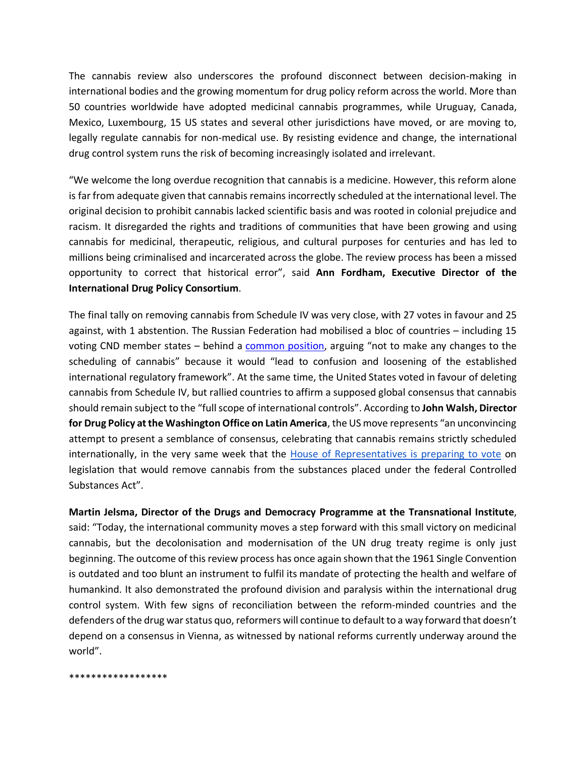The cannabis review also underscores the profound disconnect between decision-making in international bodies and the growing momentum for drug policy reform across the world. More than 50 countries worldwide have adopted medicinal cannabis programmes, while Uruguay, Canada, Mexico, Luxembourg, 15 US states and several other jurisdictions have moved, or are moving to, legally regulate cannabis for non-medical use. By resisting evidence and change, the international drug control system runs the risk of becoming increasingly isolated and irrelevant.

"We welcome the long overdue recognition that cannabis is a medicine. However, this reform alone is far from adequate given that cannabis remains incorrectly scheduled at the international level. The original decision to prohibit cannabis lacked scientific basis and was rooted in colonial prejudice and racism. It disregarded the rights and traditions of communities that have been growing and using cannabis for medicinal, therapeutic, religious, and cultural purposes for centuries and has led to millions being criminalised and incarcerated across the globe. The review process has been a missed opportunity to correct that historical error", said **Ann Fordham, Executive Director of the International Drug Policy Consortium**.

The final tally on removing cannabis from Schedule IV was very close, with 27 votes in favour and 25 against, with 1 abstention. The Russian Federation had mobilised a bloc of countries – including 15 voting CND member states – behind a common position, arguing "not to make any changes to the scheduling of cannabis" because it would "lead to confusion and loosening of the established international regulatory framework". At the same time, the United States voted in favour of deleting cannabis from Schedule IV, but rallied countries to affirm a supposed global consensus that cannabis should remain subject to the "full scope of international controls". According to **John Walsh, Director for Drug Policy at the Washington Office on Latin America**, the US move represents "an unconvincing attempt to present a semblance of consensus, celebrating that cannabis remains strictly scheduled internationally, in the very same week that the House of Representatives is preparing to vote on legislation that would remove cannabis from the substances placed under the federal Controlled Substances Act".

**Martin Jelsma, Director of the Drugs and Democracy Programme at the Transnational Institute**, said: "Today, the international community moves a step forward with this small victory on medicinal cannabis, but the decolonisation and modernisation of the UN drug treaty regime is only just beginning. The outcome of this review process has once again shown that the 1961 Single Convention is outdated and too blunt an instrument to fulfil its mandate of protecting the health and welfare of humankind. It also demonstrated the profound division and paralysis within the international drug control system. With few signs of reconciliation between the reform-minded countries and the defenders of the drug war status quo, reformers will continue to default to a way forward that doesn't depend on a consensus in Vienna, as witnessed by national reforms currently underway around the world".

******************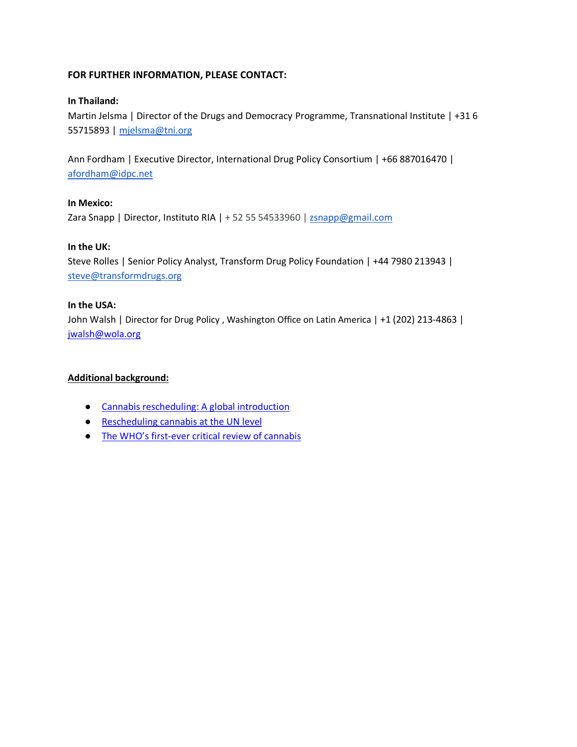**FOR FURTHER INFORMATION, PLEASE CONTACT:**

**In Thailand:**
Martin Jelsma | Director of the Drugs and Democracy Programme, Transnational Institute | +31 6 55715893 | mjelsma@tni.org

Ann Fordham | Executive Director, International Drug Policy Consortium | +66 887016470 | afordham@idpc.net

**In Mexico:**
Zara Snapp | Director, Instituto RIA | + 52 55 54533960 | zsnapp@gmail.com

**In the UK:**
Steve Rolles | Senior Policy Analyst, Transform Drug Policy Foundation | +44 7980 213943 | steve@transformdrugs.org

**In the USA:**
John Walsh | Director for Drug Policy , Washington Office on Latin America | +1 (202) 213-4863 | jwalsh@wola.org

**Additional background:**

- Cannabis rescheduling: A global introduction
- Rescheduling cannabis at the UN level
- The WHO's first-ever critical review of cannabis